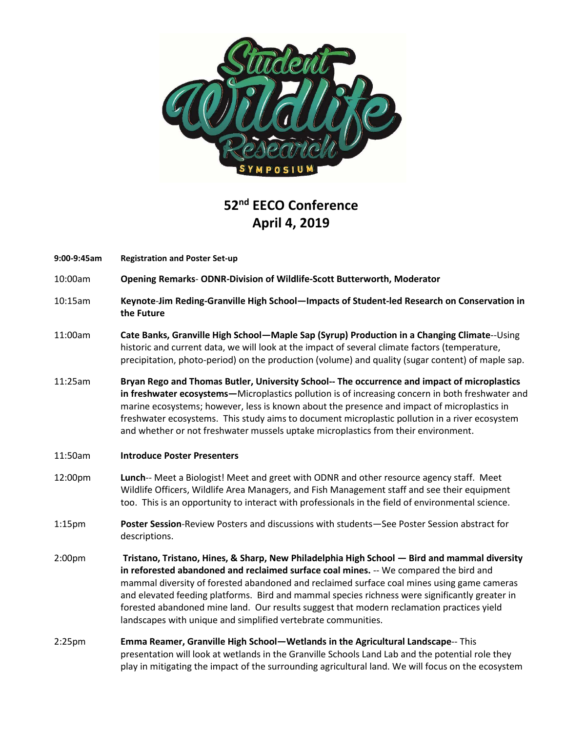# 52nd EECO Conference
## April 4, 2019

**9:00-9:45am** **Registration and Poster Set-up**

10:00am **Opening Remarks**- **ODNR-Division of Wildlife-Scott Butterworth, Moderator**

10:15am **Keynote**-**Jim Reding-Granville High School—Impacts of Student-led Research on Conservation in the Future**

11:00am **Cate Banks, Granville High School—Maple Sap (Syrup) Production in a Changing Climate**--Using historic and current data, we will look at the impact of several climate factors (temperature, precipitation, photo-period) on the production (volume) and quality (sugar content) of maple sap.

11:25am **Bryan Rego and Thomas Butler, University School-- The occurrence and impact of microplastics in freshwater ecosystems—**Microplastics pollution is of increasing concern in both freshwater and marine ecosystems; however, less is known about the presence and impact of microplastics in freshwater ecosystems. This study aims to document microplastic pollution in a river ecosystem and whether or not freshwater mussels uptake microplastics from their environment.

11:50am **Introduce Poster Presenters**

12:00pm **Lunch**-- Meet a Biologist! Meet and greet with ODNR and other resource agency staff. Meet Wildlife Officers, Wildlife Area Managers, and Fish Management staff and see their equipment too. This is an opportunity to interact with professionals in the field of environmental science.

1:15pm **Poster Session**-Review Posters and discussions with students—See Poster Session abstract for descriptions.

2:00pm **Tristano, Tristano, Hines, & Sharp, New Philadelphia High School — Bird and mammal diversity in reforested abandoned and reclaimed surface coal mines.** -- We compared the bird and mammal diversity of forested abandoned and reclaimed surface coal mines using game cameras and elevated feeding platforms. Bird and mammal species richness were significantly greater in forested abandoned mine land. Our results suggest that modern reclamation practices yield landscapes with unique and simplified vertebrate communities.

2:25pm **Emma Reamer, Granville High School—Wetlands in the Agricultural Landscape**-- This presentation will look at wetlands in the Granville Schools Land Lab and the potential role they play in mitigating the impact of the surrounding agricultural land. We will focus on the ecosystem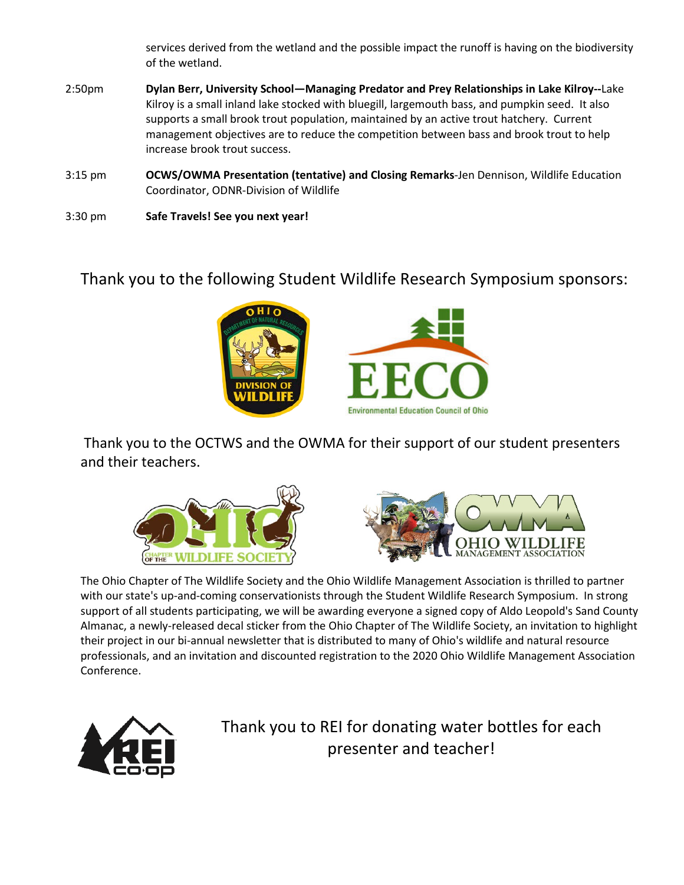services derived from the wetland and the possible impact the runoff is having on the biodiversity of the wetland.

2:50pm **Dylan Berr, University School—Managing Predator and Prey Relationships in Lake Kilroy--**Lake Kilroy is a small inland lake stocked with bluegill, largemouth bass, and pumpkin seed. It also supports a small brook trout population, maintained by an active trout hatchery. Current management objectives are to reduce the competition between bass and brook trout to help increase brook trout success.

3:15 pm **OCWS/OWMA Presentation (tentative) and Closing Remarks**-Jen Dennison, Wildlife Education Coordinator, ODNR-Division of Wildlife

3:30 pm **Safe Travels! See you next year!**

Thank you to the following Student Wildlife Research Symposium sponsors:

Thank you to the OCTWS and the OWMA for their support of our student presenters and their teachers.

The Ohio Chapter of The Wildlife Society and the Ohio Wildlife Management Association is thrilled to partner with our state's up-and-coming conservationists through the Student Wildlife Research Symposium. In strong support of all students participating, we will be awarding everyone a signed copy of Aldo Leopold's Sand County Almanac, a newly-released decal sticker from the Ohio Chapter of The Wildlife Society, an invitation to highlight their project in our bi-annual newsletter that is distributed to many of Ohio's wildlife and natural resource professionals, and an invitation and discounted registration to the 2020 Ohio Wildlife Management Association Conference.

Thank you to REI for donating water bottles for each presenter and teacher!